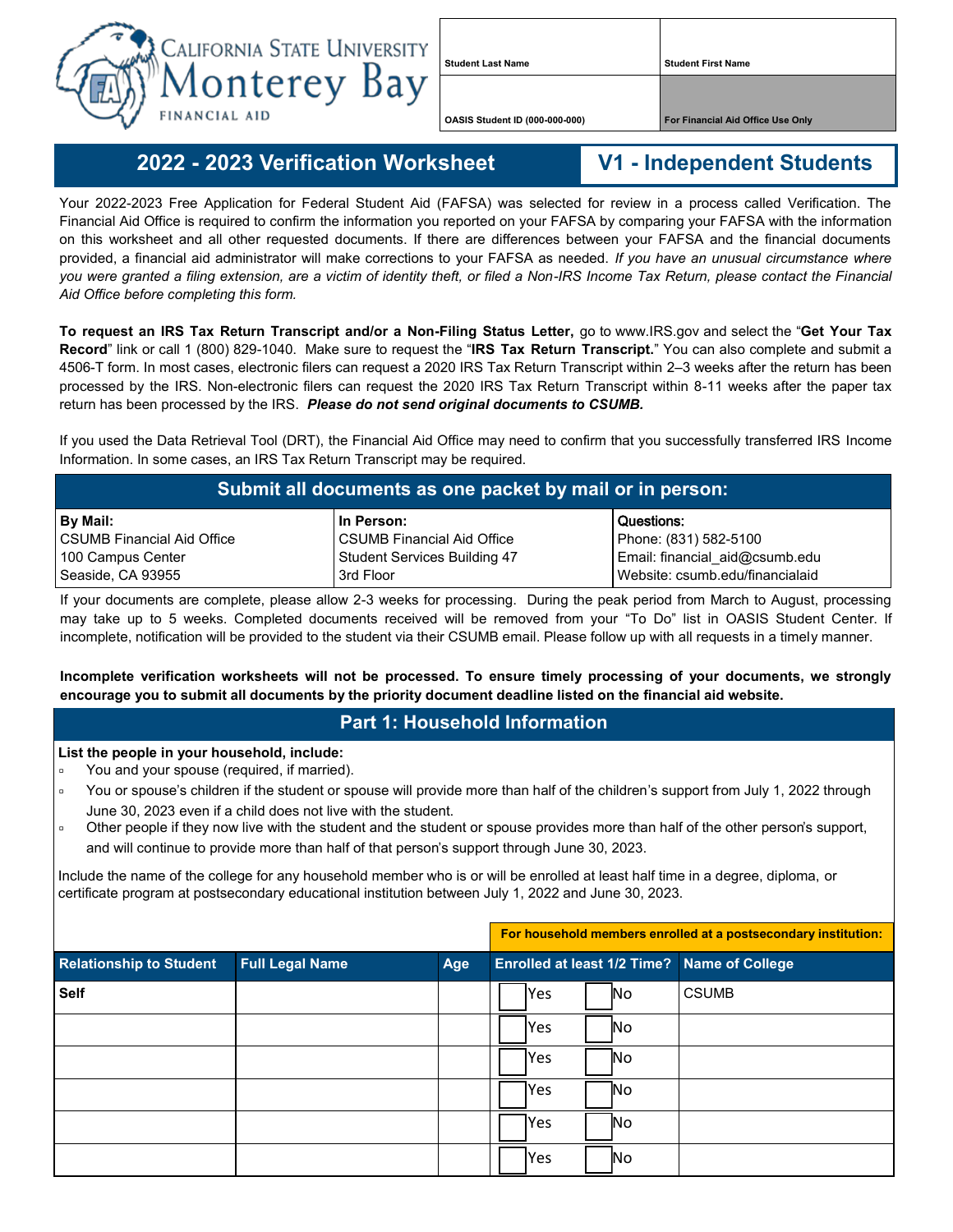CALIFORNIA STATE UNIVERSITY Monterey Bay FINANCIAL AID

| Student Last Name | Student First Name |
|---|---|
| OASIS Student ID (000-000-000) | For Financial Aid Office Use Only |

# 2022 - 2023 Verification Worksheet

## V1 - Independent Students

Your 2022-2023 Free Application for Federal Student Aid (FAFSA) was selected for review in a process called Verification. The Financial Aid Office is required to confirm the information you reported on your FAFSA by comparing your FAFSA with the information on this worksheet and all other requested documents. If there are differences between your FAFSA and the financial documents provided, a financial aid administrator will make corrections to your FAFSA as needed. *If you have an unusual circumstance where you were granted a filing extension, are a victim of identity theft, or filed a Non-IRS Income Tax Return, please contact the Financial Aid Office before completing this form.*

**To request an IRS Tax Return Transcript and/or a Non-Filing Status Letter,** go to www.IRS.gov and select the "**Get Your Tax Record**" link or call 1 (800) 829-1040. Make sure to request the "**IRS Tax Return Transcript.**" You can also complete and submit a 4506-T form. In most cases, electronic filers can request a 2020 IRS Tax Return Transcript within 2–3 weeks after the return has been processed by the IRS. Non-electronic filers can request the 2020 IRS Tax Return Transcript within 8-11 weeks after the paper tax return has been processed by the IRS. ***Please do not send original documents to CSUMB.***

If you used the Data Retrieval Tool (DRT), the Financial Aid Office may need to confirm that you successfully transferred IRS Income Information. In some cases, an IRS Tax Return Transcript may be required.

## Submit all documents as one packet by mail or in person:

| By Mail: | In Person: | Questions: |
|---|---|---|
| CSUMB Financial Aid Office | CSUMB Financial Aid Office | Phone: (831) 582-5100 |
| 100 Campus Center | Student Services Building 47 | Email: financial_aid@csumb.edu |
| Seaside, CA 93955 | 3rd Floor | Website: csumb.edu/financialaid |

If your documents are complete, please allow 2-3 weeks for processing. During the peak period from March to August, processing may take up to 5 weeks. Completed documents received will be removed from your "To Do" list in OASIS Student Center. If incomplete, notification will be provided to the student via their CSUMB email. Please follow up with all requests in a timely manner.

**Incomplete verification worksheets will not be processed. To ensure timely processing of your documents, we strongly encourage you to submit all documents by the priority document deadline listed on the financial aid website.**

## Part 1: Household Information

**List the people in your household, include:**

- You and your spouse (required, if married).
- You or spouse's children if the student or spouse will provide more than half of the children's support from July 1, 2022 through June 30, 2023 even if a child does not live with the student.
- Other people if they now live with the student and the student or spouse provides more than half of the other person's support, and will continue to provide more than half of that person's support through June 30, 2023.

Include the name of the college for any household member who is or will be enrolled at least half time in a degree, diploma, or certificate program at postsecondary educational institution between July 1, 2022 and June 30, 2023.

| | | | For household members enrolled at a postsecondary institution: | |
|---|---|---|---|---|
| **Relationship to Student** | **Full Legal Name** | **Age** | **Enrolled at least 1/2 Time?** | **Name of College** |
| **Self** | | | ☐ Yes ☐ No | CSUMB |
| | | | ☐ Yes ☐ No | |
| | | | ☐ Yes ☐ No | |
| | | | ☐ Yes ☐ No | |
| | | | ☐ Yes ☐ No | |
| | | | ☐ Yes ☐ No | |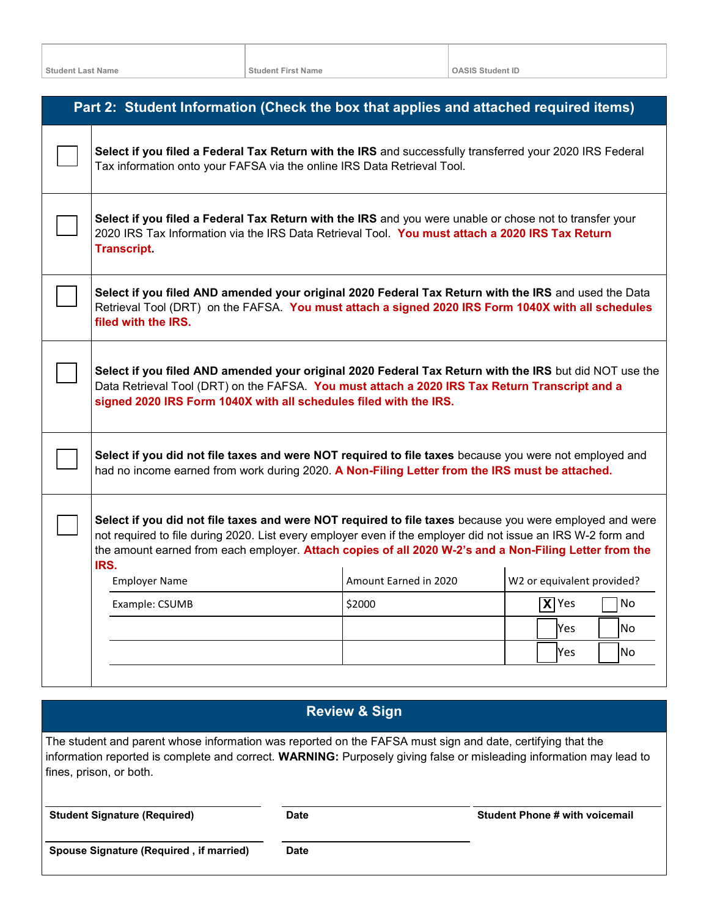| Student Last Name | Student First Name | OASIS Student ID |
|---|---|---|

## Part 2: Student Information (Check the box that applies and attached required items)

| | |
|---|---|
| ☐ | **Select if you filed a Federal Tax Return with the IRS** and successfully transferred your 2020 IRS Federal Tax information onto your FAFSA via the online IRS Data Retrieval Tool. |
| ☐ | **Select if you filed a Federal Tax Return with the IRS** and you were unable or chose not to transfer your 2020 IRS Tax Information via the IRS Data Retrieval Tool. **You must attach a 2020 IRS Tax Return Transcript.** |
| ☐ | **Select if you filed AND amended your original 2020 Federal Tax Return with the IRS** and used the Data Retrieval Tool (DRT) on the FAFSA. **You must attach a signed 2020 IRS Form 1040X with all schedules filed with the IRS.** |
| ☐ | **Select if you filed AND amended your original 2020 Federal Tax Return with the IRS** but did NOT use the Data Retrieval Tool (DRT) on the FAFSA. **You must attach a 2020 IRS Tax Return Transcript and a signed 2020 IRS Form 1040X with all schedules filed with the IRS.** |
| ☐ | **Select if you did not file taxes and were NOT required to file taxes** because you were not employed and had no income earned from work during 2020. **A Non-Filing Letter from the IRS must be attached.** |
| ☐ | **Select if you did not file taxes and were NOT required to file taxes** because you were employed and were not required to file during 2020. List every employer even if the employer did not issue an IRS W-2 form and the amount earned from each employer. **Attach copies of all 2020 W-2's and a Non-Filing Letter from the IRS.** |

| Employer Name | Amount Earned in 2020 | W2 or equivalent provided? |
|---|---|---|
| Example: CSUMB | $2000 | ☒ Yes ☐ No |
| | | ☐ Yes ☐ No |
| | | ☐ Yes ☐ No |

## Review & Sign

The student and parent whose information was reported on the FAFSA must sign and date, certifying that the information reported is complete and correct. **WARNING:** Purposely giving false or misleading information may lead to fines, prison, or both.

| | | |
|---|---|---|
| **Student Signature (Required)** | **Date** | **Student Phone # with voicemail** |
| **Spouse Signature (Required , if married)** | **Date** | |